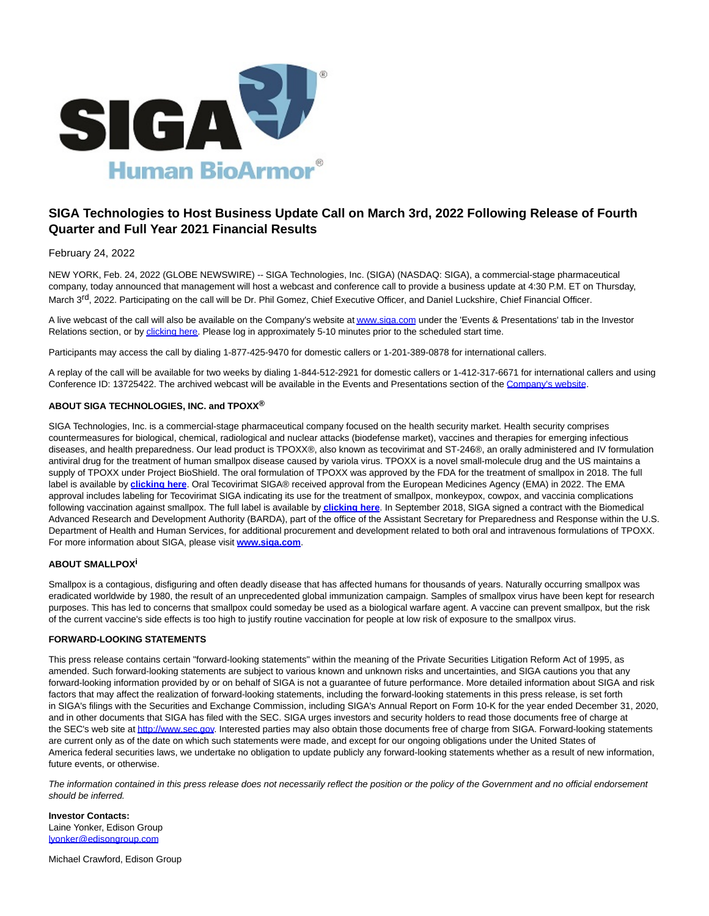# SIGA Technologies to Host Business Update Call on March 3rd, 2022 Following Release of Fourth Quarter and Full Year 2021 Financial Results

February 24, 2022

NEW YORK, Feb. 24, 2022 (GLOBE NEWSWIRE) -- SIGA Technologies, Inc. (SIGA) (NASDAQ: SIGA), a commercial-stage pharmaceutical company, today announced that management will host a webcast and conference call to provide a business update at 4:30 P.M. ET on Thursday, March 3rd, 2022. Participating on the call will be Dr. Phil Gomez, Chief Executive Officer, and Daniel Luckshire, Chief Financial Officer.

A live webcast of the call will also be available on the Company's website at www.siga.com under the 'Events & Presentations' tab in the Investor Relations section, or by clicking here. Please log in approximately 5-10 minutes prior to the scheduled start time.

Participants may access the call by dialing 1-877-425-9470 for domestic callers or 1-201-389-0878 for international callers.

A replay of the call will be available for two weeks by dialing 1-844-512-2921 for domestic callers or 1-412-317-6671 for international callers and using Conference ID: 13725422. The archived webcast will be available in the Events and Presentations section of the Company's website.

**ABOUT SIGA TECHNOLOGIES, INC. and TPOXX®**

SIGA Technologies, Inc. is a commercial-stage pharmaceutical company focused on the health security market. Health security comprises countermeasures for biological, chemical, radiological and nuclear attacks (biodefense market), vaccines and therapies for emerging infectious diseases, and health preparedness. Our lead product is TPOXX®, also known as tecovirimat and ST-246®, an orally administered and IV formulation antiviral drug for the treatment of human smallpox disease caused by variola virus. TPOXX is a novel small-molecule drug and the US maintains a supply of TPOXX under Project BioShield. The oral formulation of TPOXX was approved by the FDA for the treatment of smallpox in 2018. The full label is available by **clicking here**. Oral Tecovirimat SIGA® received approval from the European Medicines Agency (EMA) in 2022. The EMA approval includes labeling for Tecovirimat SIGA indicating its use for the treatment of smallpox, monkeypox, cowpox, and vaccinia complications following vaccination against smallpox. The full label is available by **clicking here**. In September 2018, SIGA signed a contract with the Biomedical Advanced Research and Development Authority (BARDA), part of the office of the Assistant Secretary for Preparedness and Response within the U.S. Department of Health and Human Services, for additional procurement and development related to both oral and intravenous formulations of TPOXX. For more information about SIGA, please visit **www.siga.com**.

**ABOUT SMALLPOX[i]**

Smallpox is a contagious, disfiguring and often deadly disease that has affected humans for thousands of years. Naturally occurring smallpox was eradicated worldwide by 1980, the result of an unprecedented global immunization campaign. Samples of smallpox virus have been kept for research purposes. This has led to concerns that smallpox could someday be used as a biological warfare agent. A vaccine can prevent smallpox, but the risk of the current vaccine's side effects is too high to justify routine vaccination for people at low risk of exposure to the smallpox virus.

**FORWARD-LOOKING STATEMENTS**

This press release contains certain "forward-looking statements" within the meaning of the Private Securities Litigation Reform Act of 1995, as amended. Such forward-looking statements are subject to various known and unknown risks and uncertainties, and SIGA cautions you that any forward-looking information provided by or on behalf of SIGA is not a guarantee of future performance. More detailed information about SIGA and risk factors that may affect the realization of forward-looking statements, including the forward-looking statements in this press release, is set forth in SIGA's filings with the Securities and Exchange Commission, including SIGA's Annual Report on Form 10-K for the year ended December 31, 2020, and in other documents that SIGA has filed with the SEC. SIGA urges investors and security holders to read those documents free of charge at the SEC's web site at http://www.sec.gov. Interested parties may also obtain those documents free of charge from SIGA. Forward-looking statements are current only as of the date on which such statements were made, and except for our ongoing obligations under the United States of America federal securities laws, we undertake no obligation to update publicly any forward-looking statements whether as a result of new information, future events, or otherwise.

*The information contained in this press release does not necessarily reflect the position or the policy of the Government and no official endorsement should be inferred.*

**Investor Contacts:**
Laine Yonker, Edison Group
lyonker@edisongroup.com

Michael Crawford, Edison Group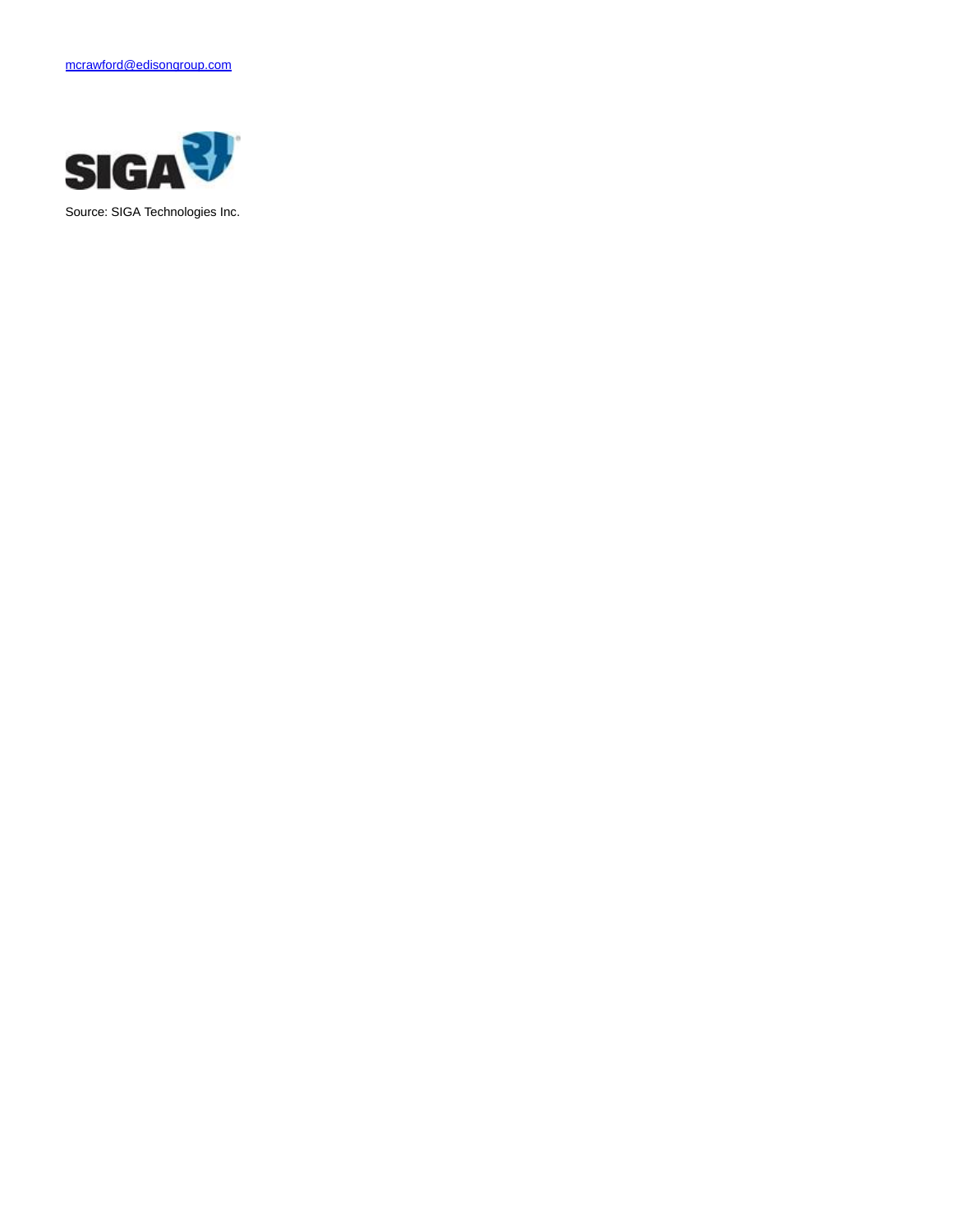mcrawford@edisongroup.com

Source: SIGA Technologies Inc.